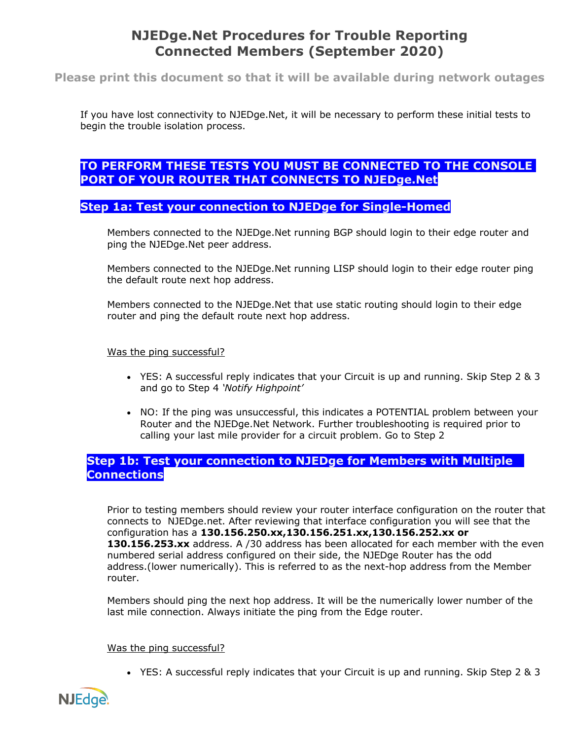# NJEDge.Net Procedures for Trouble Reporting Connected Members (September 2020)

**Please print this document so that it will be available during network outages**

If you have lost connectivity to NJEDge.Net, it will be necessary to perform these initial tests to begin the trouble isolation process.

## TO PERFORM THESE TESTS YOU MUST BE CONNECTED TO THE CONSOLE PORT OF YOUR ROUTER THAT CONNECTS TO NJEDge.Net

### Step 1a: Test your connection to NJEDge for Single-Homed

Members connected to the NJEDge.Net running BGP should login to their edge router and ping the NJEDge.Net peer address.

Members connected to the NJEDge.Net running LISP should login to their edge router ping the default route next hop address.

Members connected to the NJEDge.Net that use static routing should login to their edge router and ping the default route next hop address.

Was the ping successful?

- YES: A successful reply indicates that your Circuit is up and running. Skip Step 2 & 3 and go to Step 4 *'Notify Highpoint'*
- NO: If the ping was unsuccessful, this indicates a POTENTIAL problem between your Router and the NJEDge.Net Network. Further troubleshooting is required prior to calling your last mile provider for a circuit problem. Go to Step 2

### Step 1b: Test your connection to NJEDge for Members with Multiple Connections

Prior to testing members should review your router interface configuration on the router that connects to NJEDge.net. After reviewing that interface configuration you will see that the configuration has a **130.156.250.xx,130.156.251.xx,130.156.252.xx or 130.156.253.xx** address. A /30 address has been allocated for each member with the even numbered serial address configured on their side, the NJEDge Router has the odd address.(lower numerically). This is referred to as the next-hop address from the Member router.

Members should ping the next hop address. It will be the numerically lower number of the last mile connection. Always initiate the ping from the Edge router.

Was the ping successful?

- YES: A successful reply indicates that your Circuit is up and running. Skip Step 2 & 3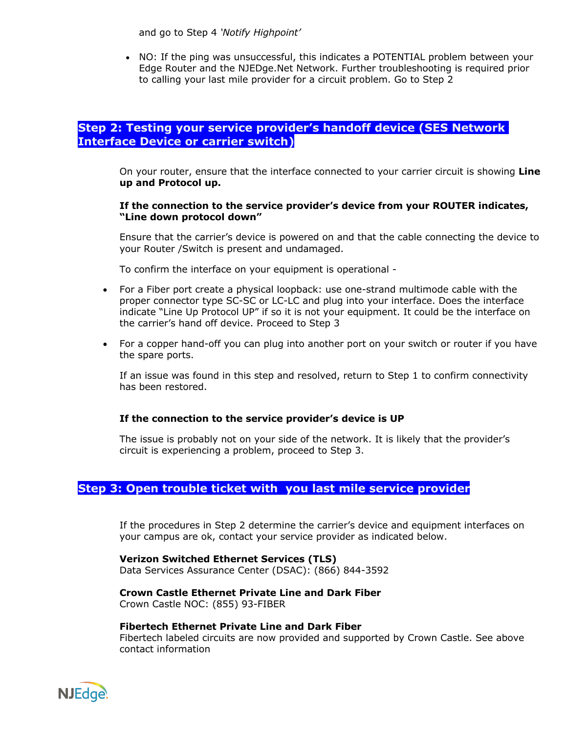and go to Step 4 *'Notify Highpoint'*

- NO: If the ping was unsuccessful, this indicates a POTENTIAL problem between your Edge Router and the NJEDge.Net Network. Further troubleshooting is required prior to calling your last mile provider for a circuit problem. Go to Step 2

## Step 2: Testing your service provider's handoff device (SES Network Interface Device or carrier switch)

On your router, ensure that the interface connected to your carrier circuit is showing **Line up and Protocol up.**

**If the connection to the service provider's device from your ROUTER indicates, "Line down protocol down"**

Ensure that the carrier's device is powered on and that the cable connecting the device to your Router /Switch is present and undamaged.

To confirm the interface on your equipment is operational -

- For a Fiber port create a physical loopback: use one-strand multimode cable with the proper connector type SC-SC or LC-LC and plug into your interface. Does the interface indicate "Line Up Protocol UP" if so it is not your equipment. It could be the interface on the carrier's hand off device. Proceed to Step 3
- For a copper hand-off you can plug into another port on your switch or router if you have the spare ports.

If an issue was found in this step and resolved, return to Step 1 to confirm connectivity has been restored.

**If the connection to the service provider's device is UP**

The issue is probably not on your side of the network. It is likely that the provider's circuit is experiencing a problem, proceed to Step 3.

## Step 3: Open trouble ticket with you last mile service provider

If the procedures in Step 2 determine the carrier's device and equipment interfaces on your campus are ok, contact your service provider as indicated below.

**Verizon Switched Ethernet Services (TLS)**
Data Services Assurance Center (DSAC): (866) 844-3592

**Crown Castle Ethernet Private Line and Dark Fiber**
Crown Castle NOC: (855) 93-FIBER

**Fibertech Ethernet Private Line and Dark Fiber**
Fibertech labeled circuits are now provided and supported by Crown Castle. See above contact information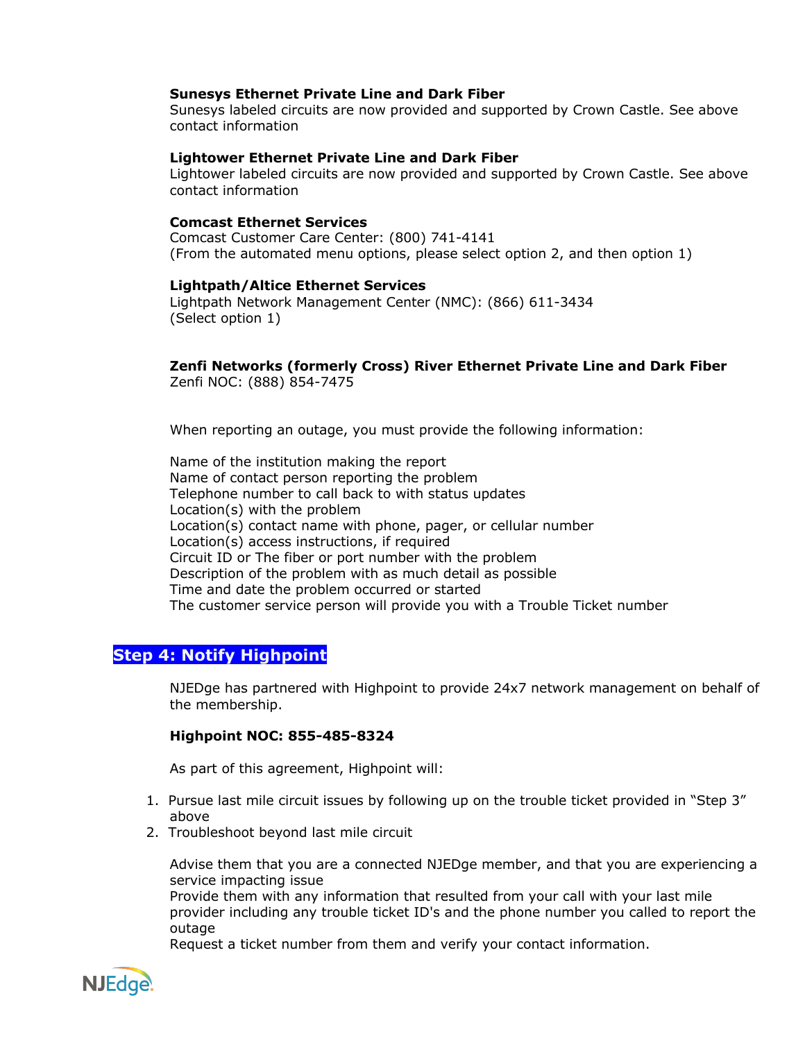**Sunesys Ethernet Private Line and Dark Fiber**
Sunesys labeled circuits are now provided and supported by Crown Castle. See above contact information

**Lightower Ethernet Private Line and Dark Fiber**
Lightower labeled circuits are now provided and supported by Crown Castle. See above contact information

**Comcast Ethernet Services**
Comcast Customer Care Center: (800) 741-4141
(From the automated menu options, please select option 2, and then option 1)

**Lightpath/Altice Ethernet Services**
Lightpath Network Management Center (NMC): (866) 611-3434
(Select option 1)

**Zenfi Networks (formerly Cross) River Ethernet Private Line and Dark Fiber**
Zenfi NOC: (888) 854-7475

When reporting an outage, you must provide the following information:

Name of the institution making the report
Name of contact person reporting the problem
Telephone number to call back to with status updates
Location(s) with the problem
Location(s) contact name with phone, pager, or cellular number
Location(s) access instructions, if required
Circuit ID or The fiber or port number with the problem
Description of the problem with as much detail as possible
Time and date the problem occurred or started
The customer service person will provide you with a Trouble Ticket number

## Step 4: Notify Highpoint

NJEDge has partnered with Highpoint to provide 24x7 network management on behalf of the membership.

**Highpoint NOC: 855-485-8324**

As part of this agreement, Highpoint will:

1. Pursue last mile circuit issues by following up on the trouble ticket provided in "Step 3" above
2. Troubleshoot beyond last mile circuit

Advise them that you are a connected NJEDge member, and that you are experiencing a service impacting issue
Provide them with any information that resulted from your call with your last mile provider including any trouble ticket ID's and the phone number you called to report the outage
Request a ticket number from them and verify your contact information.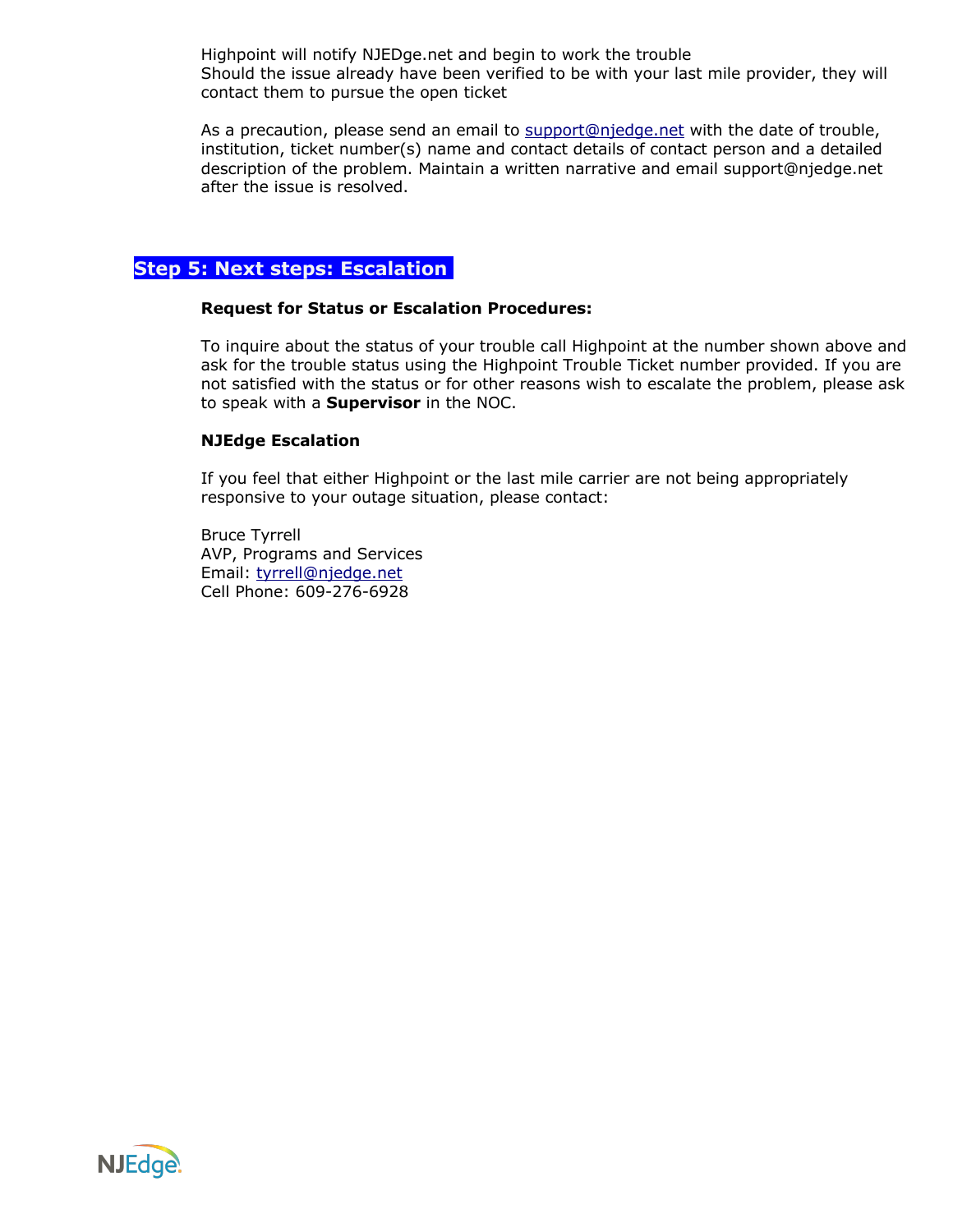Highpoint will notify NJEDge.net and begin to work the trouble
Should the issue already have been verified to be with your last mile provider, they will contact them to pursue the open ticket

As a precaution, please send an email to support@njedge.net with the date of trouble, institution, ticket number(s) name and contact details of contact person and a detailed description of the problem. Maintain a written narrative and email support@njedge.net after the issue is resolved.

## Step 5: Next steps: Escalation

**Request for Status or Escalation Procedures:**

To inquire about the status of your trouble call Highpoint at the number shown above and ask for the trouble status using the Highpoint Trouble Ticket number provided. If you are not satisfied with the status or for other reasons wish to escalate the problem, please ask to speak with a **Supervisor** in the NOC.

**NJEdge Escalation**

If you feel that either Highpoint or the last mile carrier are not being appropriately responsive to your outage situation, please contact:

Bruce Tyrrell
AVP, Programs and Services
Email: tyrrell@njedge.net
Cell Phone: 609-276-6928